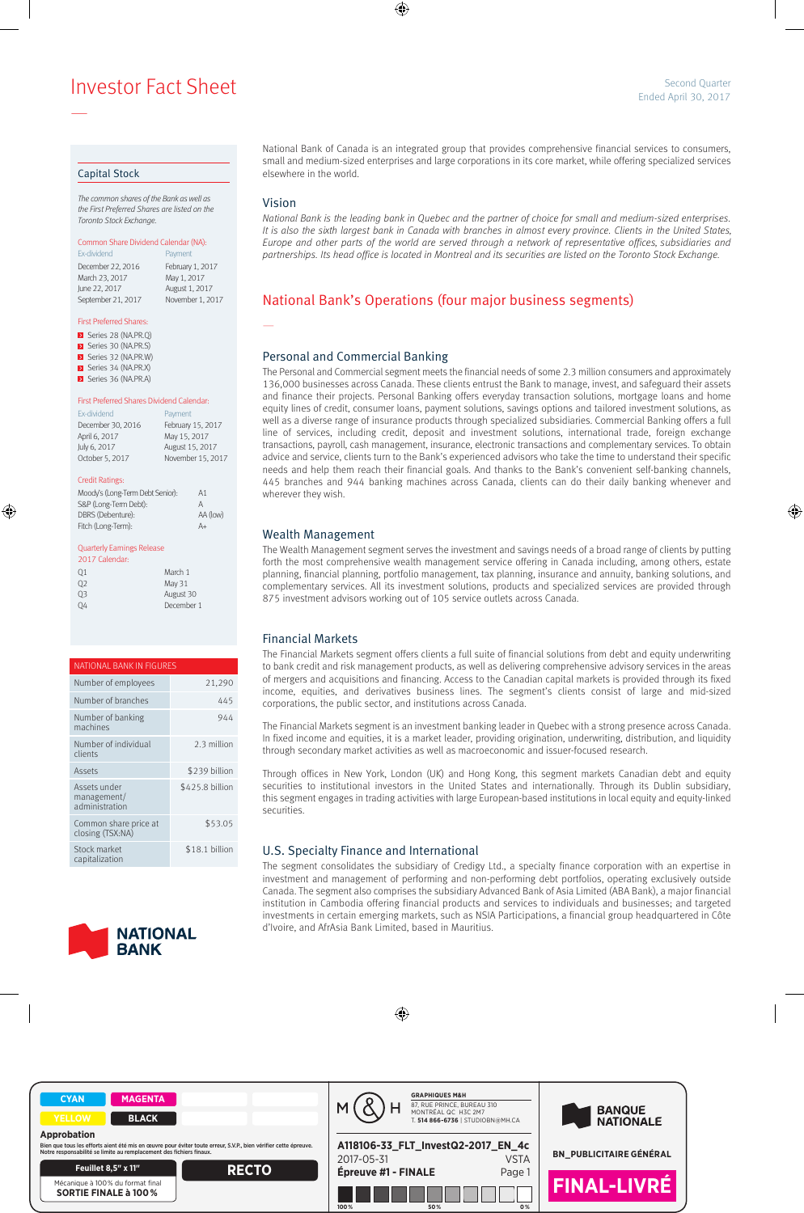# Investor Fact Sheet

Second Quarter
Ended April 30, 2017

## Capital Stock

*The common shares of the Bank as well as the First Preferred Shares are listed on the Toronto Stock Exchange.*

**Common Share Dividend Calendar (NA):**

| Ex-dividend | Payment |
| --- | --- |
| December 22, 2016 | February 1, 2017 |
| March 23, 2017 | May 1, 2017 |
| June 22, 2017 | August 1, 2017 |
| September 21, 2017 | November 1, 2017 |

**First Preferred Shares:**

- Series 28 (NA.PR.Q)
- Series 30 (NA.PR.S)
- Series 32 (NA.PR.W)
- Series 34 (NA.PR.X)
- Series 36 (NA.PR.A)

**First Preferred Shares Dividend Calendar:**

| Ex-dividend | Payment |
| --- | --- |
| December 30, 2016 | February 15, 2017 |
| April 6, 2017 | May 15, 2017 |
| July 6, 2017 | August 15, 2017 |
| October 5, 2017 | November 15, 2017 |

**Credit Ratings:**

| | |
| --- | --- |
| Moody's (Long-Term Debt Senior): | A1 |
| S&P (Long-Term Debt): | A |
| DBRS (Debenture): | AA (low) |
| Fitch (Long-Term): | A+ |

**Quarterly Earnings Release 2017 Calendar:**

| | |
| --- | --- |
| Q1 | March 1 |
| Q2 | May 31 |
| Q3 | August 30 |
| Q4 | December 1 |

| NATIONAL BANK IN FIGURES | |
| --- | --- |
| Number of employees | 21,290 |
| Number of branches | 445 |
| Number of banking machines | 944 |
| Number of individual clients | 2.3 million |
| Assets | $239 billion |
| Assets under management/administration | $425.8 billion |
| Common share price at closing (TSX:NA) | $53.05 |
| Stock market capitalization | $18.1 billion |

National Bank of Canada is an integrated group that provides comprehensive financial services to consumers, small and medium-sized enterprises and large corporations in its core market, while offering specialized services elsewhere in the world.

## Vision

*National Bank is the leading bank in Quebec and the partner of choice for small and medium-sized enterprises. It is also the sixth largest bank in Canada with branches in almost every province. Clients in the United States, Europe and other parts of the world are served through a network of representative offices, subsidiaries and partnerships. Its head office is located in Montreal and its securities are listed on the Toronto Stock Exchange.*

## National Bank's Operations (four major business segments)

### Personal and Commercial Banking

The Personal and Commercial segment meets the financial needs of some 2.3 million consumers and approximately 136,000 businesses across Canada. These clients entrust the Bank to manage, invest, and safeguard their assets and finance their projects. Personal Banking offers everyday transaction solutions, mortgage loans and home equity lines of credit, consumer loans, payment solutions, savings options and tailored investment solutions, as well as a diverse range of insurance products through specialized subsidiaries. Commercial Banking offers a full line of services, including credit, deposit and investment solutions, international trade, foreign exchange transactions, payroll, cash management, insurance, electronic transactions and complementary services. To obtain advice and service, clients turn to the Bank's experienced advisors who take the time to understand their specific needs and help them reach their financial goals. And thanks to the Bank's convenient self-banking channels, 445 branches and 944 banking machines across Canada, clients can do their daily banking whenever and wherever they wish.

### Wealth Management

The Wealth Management segment serves the investment and savings needs of a broad range of clients by putting forth the most comprehensive wealth management service offering in Canada including, among others, estate planning, financial planning, portfolio management, tax planning, insurance and annuity, banking solutions, and complementary services. All its investment solutions, products and specialized services are provided through 875 investment advisors working out of 105 service outlets across Canada.

### Financial Markets

The Financial Markets segment offers clients a full suite of financial solutions from debt and equity underwriting to bank credit and risk management products, as well as delivering comprehensive advisory services in the areas of mergers and acquisitions and financing. Access to the Canadian capital markets is provided through its fixed income, equities, and derivatives business lines. The segment's clients consist of large and mid-sized corporations, the public sector, and institutions across Canada.

The Financial Markets segment is an investment banking leader in Quebec with a strong presence across Canada. In fixed income and equities, it is a market leader, providing origination, underwriting, distribution, and liquidity through secondary market activities as well as macroeconomic and issuer-focused research.

Through offices in New York, London (UK) and Hong Kong, this segment markets Canadian debt and equity securities to institutional investors in the United States and internationally. Through its Dublin subsidiary, this segment engages in trading activities with large European-based institutions in local equity and equity-linked securities.

### U.S. Specialty Finance and International

The segment consolidates the subsidiary of Credigy Ltd., a specialty finance corporation with an expertise in investment and management of performing and non-performing debt portfolios, operating exclusively outside Canada. The segment also comprises the subsidiary Advanced Bank of Asia Limited (ABA Bank), a major financial institution in Cambodia offering financial products and services to individuals and businesses; and targeted investments in certain emerging markets, such as NSIA Participations, a financial group headquartered in Côte d'Ivoire, and AfrAsia Bank Limited, based in Mauritius.

NATIONAL BANK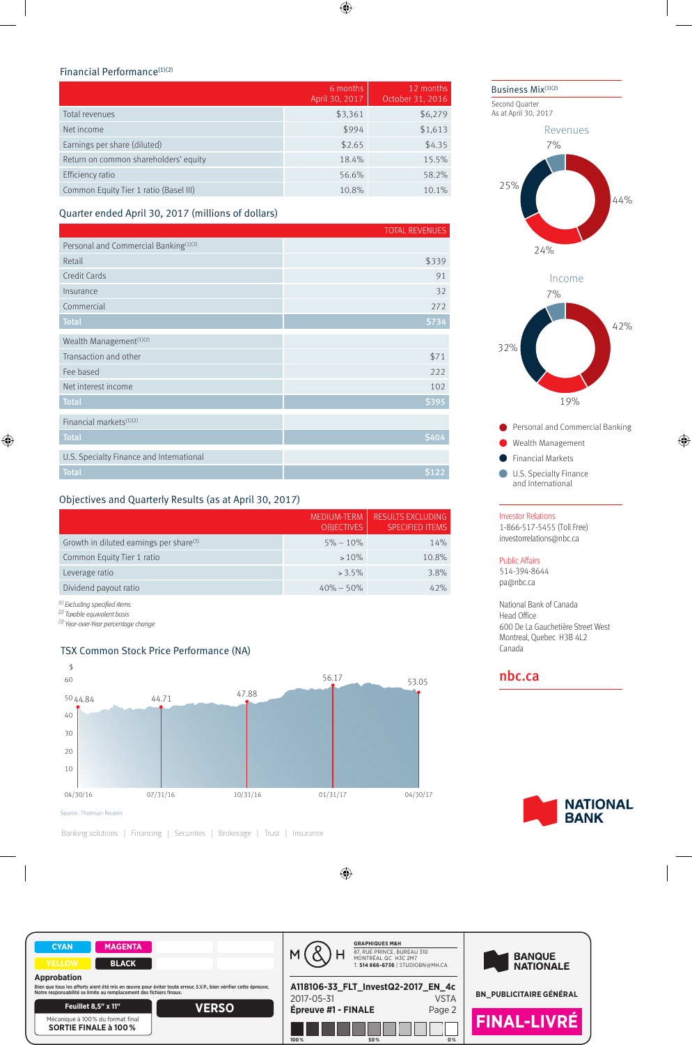## Financial Performance[(1)(2)]

| | 6 months April 30, 2017 | 12 months October 31, 2016 |
|---|---|---|
| Total revenues | $3,361 | $6,279 |
| Net income | $994 | $1,613 |
| Earnings per share (diluted) | $2.65 | $4.35 |
| Return on common shareholders' equity | 18.4% | 15.5% |
| Efficiency ratio | 56.6% | 58.2% |
| Common Equity Tier 1 ratio (Basel III) | 10.8% | 10.1% |

## Quarter ended April 30, 2017 (millions of dollars)

| | TOTAL REVENUES |
|---|---|
| Personal and Commercial Banking[(1)(2)] | |
| Retail | $339 |
| Credit Cards | 91 |
| Insurance | 32 |
| Commercial | 272 |
| **Total** | **$734** |
| Wealth Management[(1)(2)] | |
| Transaction and other | $71 |
| Fee based | 222 |
| Net interest income | 102 |
| **Total** | **$395** |
| Financial markets[(1)(2)] | |
| **Total** | **$404** |
| U.S. Specialty Finance and International | |
| **Total** | **$122** |

## Objectives and Quarterly Results (as at April 30, 2017)

| | MEDIUM-TERM OBJECTIVES | RESULTS EXCLUDING SPECIFIED ITEMS |
|---|---|---|
| Growth in diluted earnings per share[(3)] | 5% – 10% | 14% |
| Common Equity Tier 1 ratio | > 10% | 10.8% |
| Leverage ratio | > 3.5% | 3.8% |
| Dividend payout ratio | 40% – 50% | 42% |

*(1) Excluding specified items*
*(2) Taxable equivalent basis*
*(3) Year-over-Year percentage change*

## TSX Common Stock Price Performance (NA)

$
60
50
40
30
20
10
44.84
44.71
47.88
56.17
53.05
04/30/16
07/31/16
10/31/16
01/31/17
04/30/17

Source: Thomson Reuters

Banking solutions | Financing | Securities | Brokerage | Trust | Insurance

## Business Mix[(1)(2)]

Second Quarter
As at April 30, 2017

Revenues
7%
25%
44%
24%

Income
7%
42%
32%
19%

- Personal and Commercial Banking
- Wealth Management
- Financial Markets
- U.S. Specialty Finance and International

Investor Relations
1-866-517-5455 (Toll Free)
investorrelations@nbc.ca

Public Affairs
514-394-8644
pa@nbc.ca

National Bank of Canada
Head Office
600 De La Gauchetière Street West
Montreal, Quebec H3B 4L2
Canada

**nbc.ca**

NATIONAL BANK